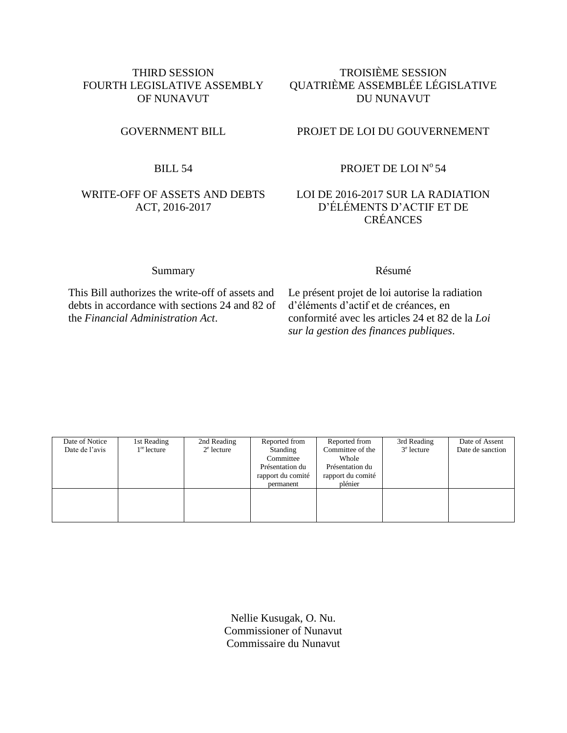THIRD SESSION
FOURTH LEGISLATIVE ASSEMBLY
OF NUNAVUT

TROISIÈME SESSION
QUATRIÈME ASSEMBLÉE LÉGISLATIVE
DU NUNAVUT

GOVERNMENT BILL

PROJET DE LOI DU GOUVERNEMENT

BILL 54

PROJET DE LOI N$^{o}$ 54

# WRITE-OFF OF ASSETS AND DEBTS ACT, 2016-2017

# LOI DE 2016-2017 SUR LA RADIATION D'ÉLÉMENTS D'ACTIF ET DE CRÉANCES

## Summary

This Bill authorizes the write-off of assets and debts in accordance with sections 24 and 82 of the *Financial Administration Act*.

## Résumé

Le présent projet de loi autorise la radiation d'éléments d'actif et de créances, en conformité avec les articles 24 et 82 de la *Loi sur la gestion des finances publiques*.

| Date of Notice Date de l'avis | 1st Reading 1re lecture | 2nd Reading 2e lecture | Reported from Standing Committee Présentation du rapport du comité permanent | Reported from Committee of the Whole Présentation du rapport du comité plénier | 3rd Reading 3e lecture | Date of Assent Date de sanction |
|---|---|---|---|---|---|---|
| | | | | | | |

Nellie Kusugak, O. Nu.
Commissioner of Nunavut
Commissaire du Nunavut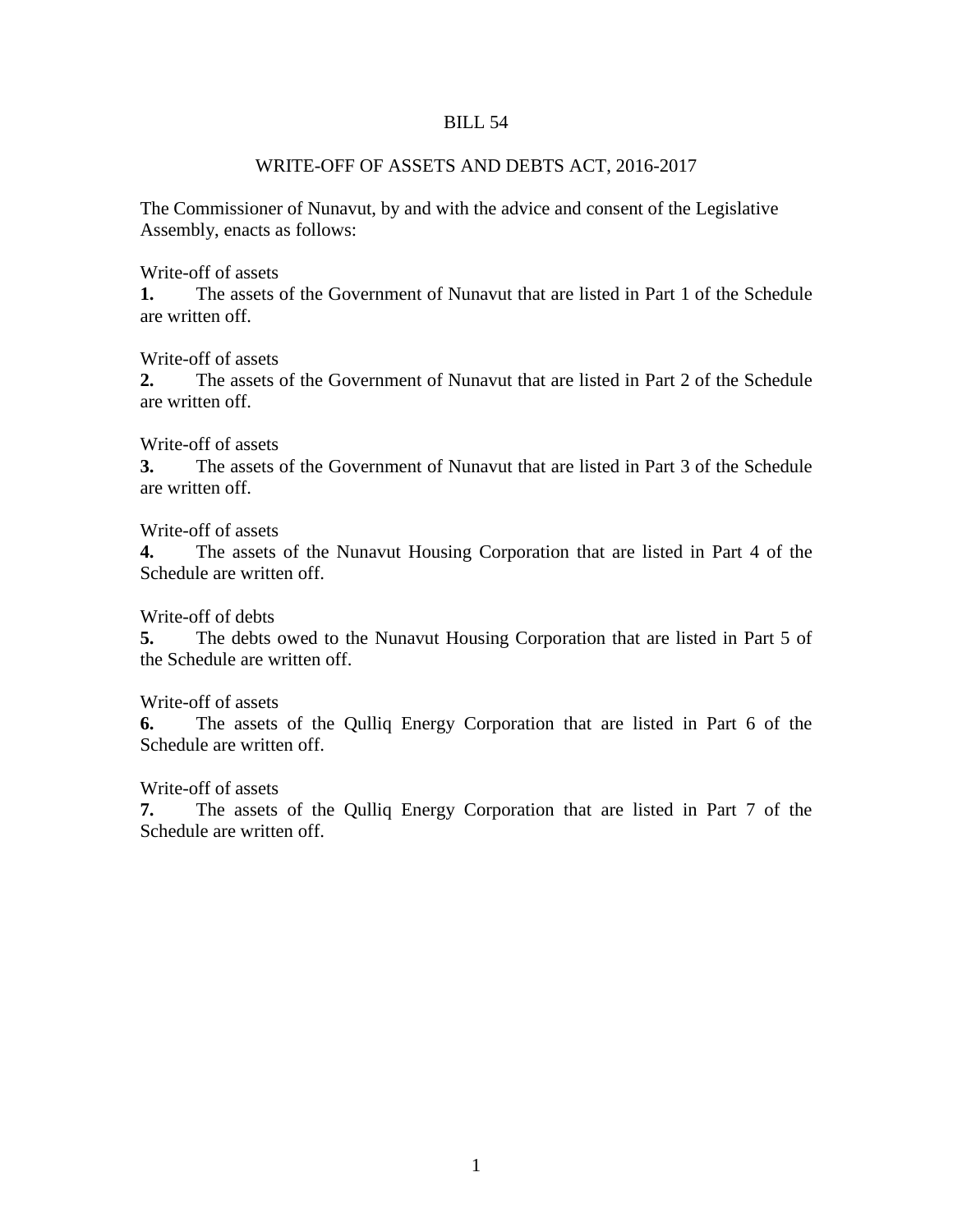# BILL 54

## WRITE-OFF OF ASSETS AND DEBTS ACT, 2016-2017

The Commissioner of Nunavut, by and with the advice and consent of the Legislative Assembly, enacts as follows:

Write-off of assets

**1.** The assets of the Government of Nunavut that are listed in Part 1 of the Schedule are written off.

Write-off of assets

**2.** The assets of the Government of Nunavut that are listed in Part 2 of the Schedule are written off.

Write-off of assets

**3.** The assets of the Government of Nunavut that are listed in Part 3 of the Schedule are written off.

Write-off of assets

**4.** The assets of the Nunavut Housing Corporation that are listed in Part 4 of the Schedule are written off.

Write-off of debts

**5.** The debts owed to the Nunavut Housing Corporation that are listed in Part 5 of the Schedule are written off.

Write-off of assets

**6.** The assets of the Qulliq Energy Corporation that are listed in Part 6 of the Schedule are written off.

Write-off of assets

**7.** The assets of the Qulliq Energy Corporation that are listed in Part 7 of the Schedule are written off.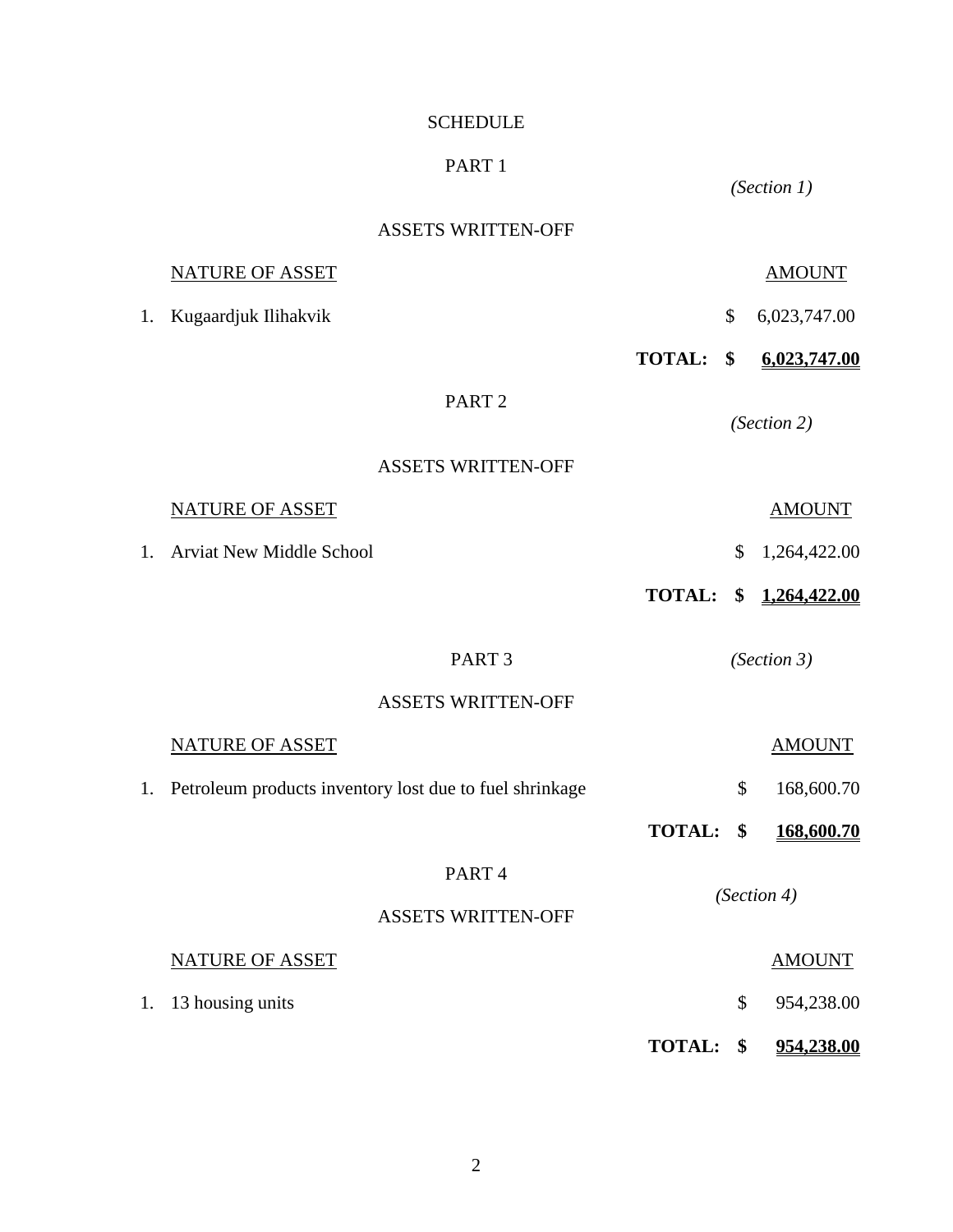# SCHEDULE

## PART 1

*(Section 1)*

### ASSETS WRITTEN-OFF

| | NATURE OF ASSET | | AMOUNT |
|---|---|---|---|
| 1. | Kugaardjuk Ilihakvik | $ | 6,023,747.00 |
| | **TOTAL:** | **$** | **6,023,747.00** |

## PART 2

*(Section 2)*

### ASSETS WRITTEN-OFF

| | NATURE OF ASSET | | AMOUNT |
|---|---|---|---|
| 1. | Arviat New Middle School | $ | 1,264,422.00 |
| | **TOTAL:** | **$** | **1,264,422.00** |

## PART 3

*(Section 3)*

### ASSETS WRITTEN-OFF

| | NATURE OF ASSET | | AMOUNT |
|---|---|---|---|
| 1. | Petroleum products inventory lost due to fuel shrinkage | $ | 168,600.70 |
| | **TOTAL:** | **$** | **168,600.70** |

## PART 4

*(Section 4)*

### ASSETS WRITTEN-OFF

| | NATURE OF ASSET | | AMOUNT |
|---|---|---|---|
| 1. | 13 housing units | $ | 954,238.00 |
| | **TOTAL:** | **$** | **954,238.00** |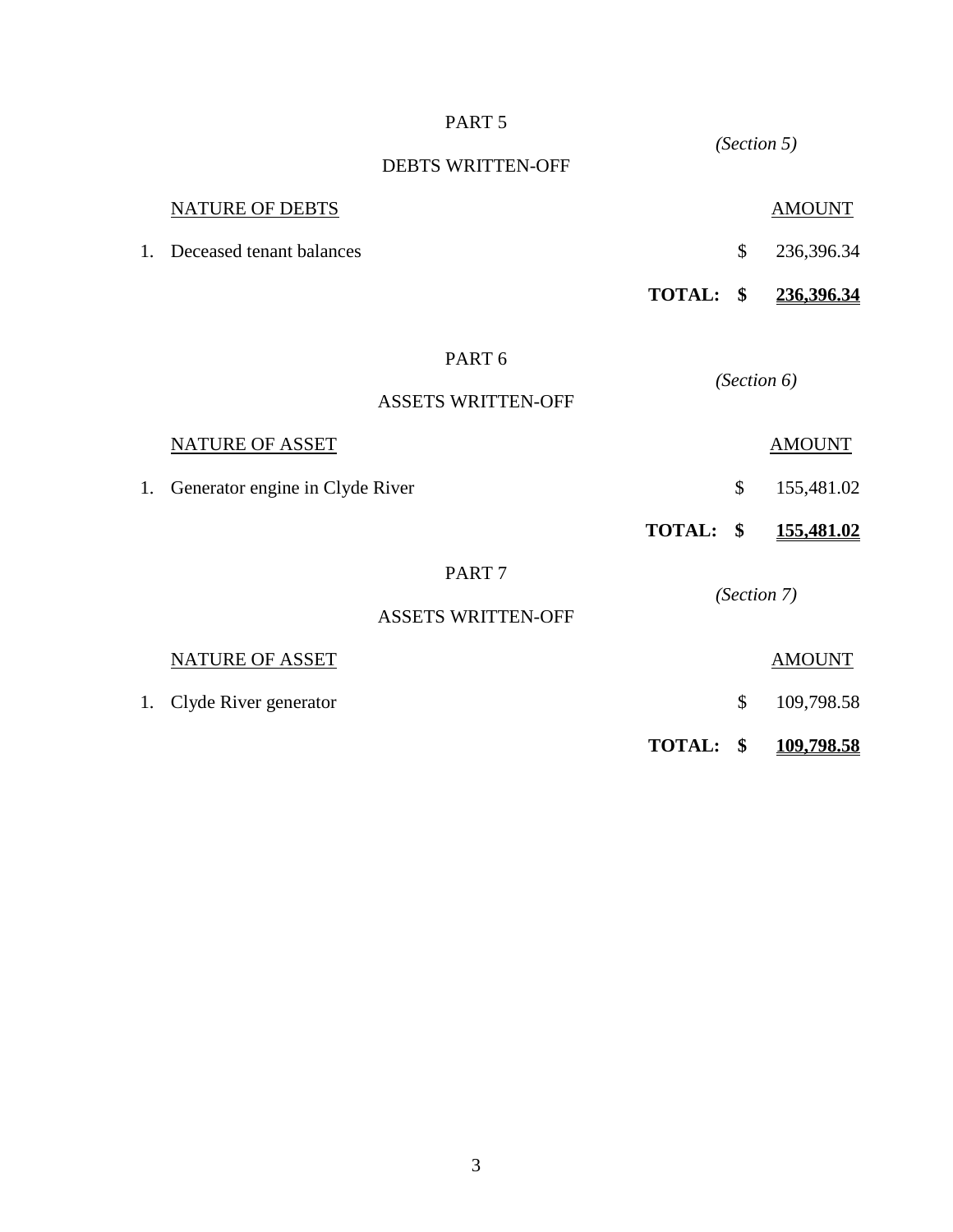PART 5

DEBTS WRITTEN-OFF

*(Section 5)*

| NATURE OF DEBTS | | AMOUNT |
|---|---|---|
| 1. Deceased tenant balances | $ | 236,396.34 |
| **TOTAL:** | **$** | **236,396.34** |

PART 6

ASSETS WRITTEN-OFF

*(Section 6)*

| NATURE OF ASSET | | AMOUNT |
|---|---|---|
| 1. Generator engine in Clyde River | $ | 155,481.02 |
| **TOTAL:** | **$** | **155,481.02** |

PART 7

ASSETS WRITTEN-OFF

*(Section 7)*

| NATURE OF ASSET | | AMOUNT |
|---|---|---|
| 1. Clyde River generator | $ | 109,798.58 |
| **TOTAL:** | **$** | **109,798.58** |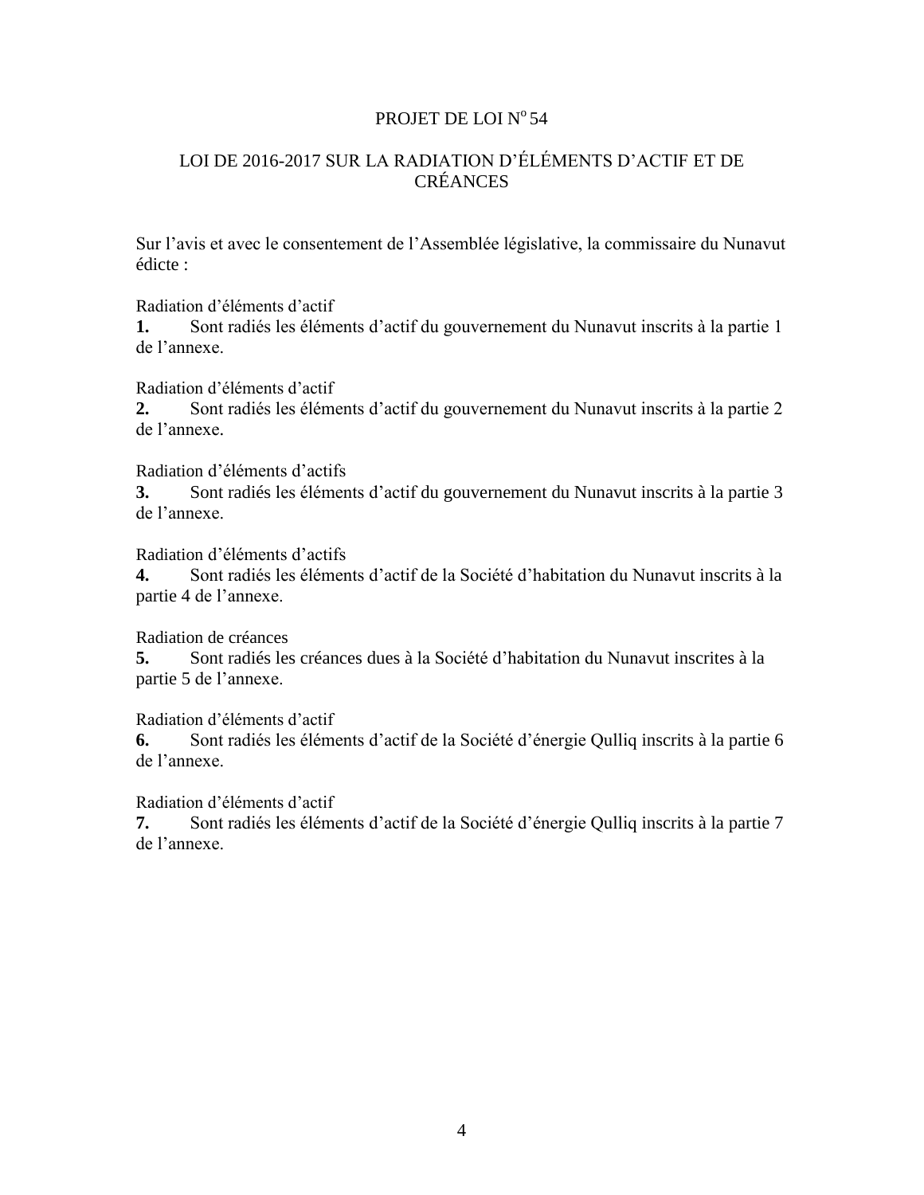PROJET DE LOI Nº 54

# LOI DE 2016-2017 SUR LA RADIATION D'ÉLÉMENTS D'ACTIF ET DE CRÉANCES

Sur l'avis et avec le consentement de l'Assemblée législative, la commissaire du Nunavut édicte :

Radiation d'éléments d'actif

**1.** Sont radiés les éléments d'actif du gouvernement du Nunavut inscrits à la partie 1 de l'annexe.

Radiation d'éléments d'actif

**2.** Sont radiés les éléments d'actif du gouvernement du Nunavut inscrits à la partie 2 de l'annexe.

Radiation d'éléments d'actifs

**3.** Sont radiés les éléments d'actif du gouvernement du Nunavut inscrits à la partie 3 de l'annexe.

Radiation d'éléments d'actifs

**4.** Sont radiés les éléments d'actif de la Société d'habitation du Nunavut inscrits à la partie 4 de l'annexe.

Radiation de créances

**5.** Sont radiés les créances dues à la Société d'habitation du Nunavut inscrites à la partie 5 de l'annexe.

Radiation d'éléments d'actif

**6.** Sont radiés les éléments d'actif de la Société d'énergie Qulliq inscrits à la partie 6 de l'annexe.

Radiation d'éléments d'actif

**7.** Sont radiés les éléments d'actif de la Société d'énergie Qulliq inscrits à la partie 7 de l'annexe.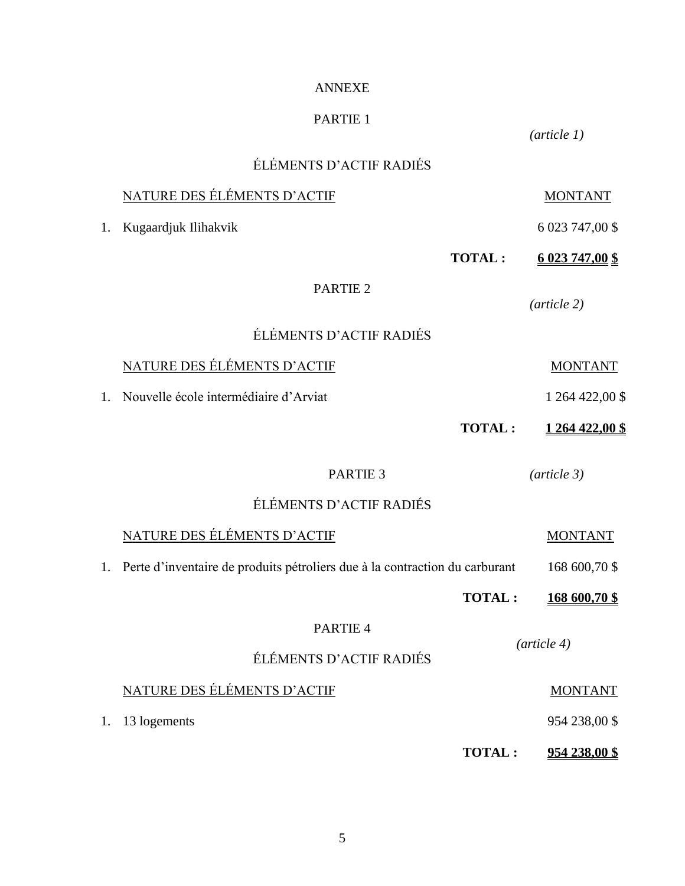# ANNEXE

## PARTIE 1

*(article 1)*

### ÉLÉMENTS D'ACTIF RADIÉS

| | NATURE DES ÉLÉMENTS D'ACTIF | MONTANT |
|---|---|---|
| 1. | Kugaardjuk Ilihakvik | 6 023 747,00 $ |
| | **TOTAL :** | **6 023 747,00 $** |

## PARTIE 2

*(article 2)*

### ÉLÉMENTS D'ACTIF RADIÉS

| | NATURE DES ÉLÉMENTS D'ACTIF | MONTANT |
|---|---|---|
| 1. | Nouvelle école intermédiaire d'Arviat | 1 264 422,00 $ |
| | **TOTAL :** | **1 264 422,00 $** |

## PARTIE 3

*(article 3)*

### ÉLÉMENTS D'ACTIF RADIÉS

| | NATURE DES ÉLÉMENTS D'ACTIF | MONTANT |
|---|---|---|
| 1. | Perte d'inventaire de produits pétroliers due à la contraction du carburant | 168 600,70 $ |
| | **TOTAL :** | **168 600,70 $** |

## PARTIE 4

*(article 4)*

### ÉLÉMENTS D'ACTIF RADIÉS

| | NATURE DES ÉLÉMENTS D'ACTIF | MONTANT |
|---|---|---|
| 1. | 13 logements | 954 238,00 $ |
| | **TOTAL :** | **954 238,00 $** |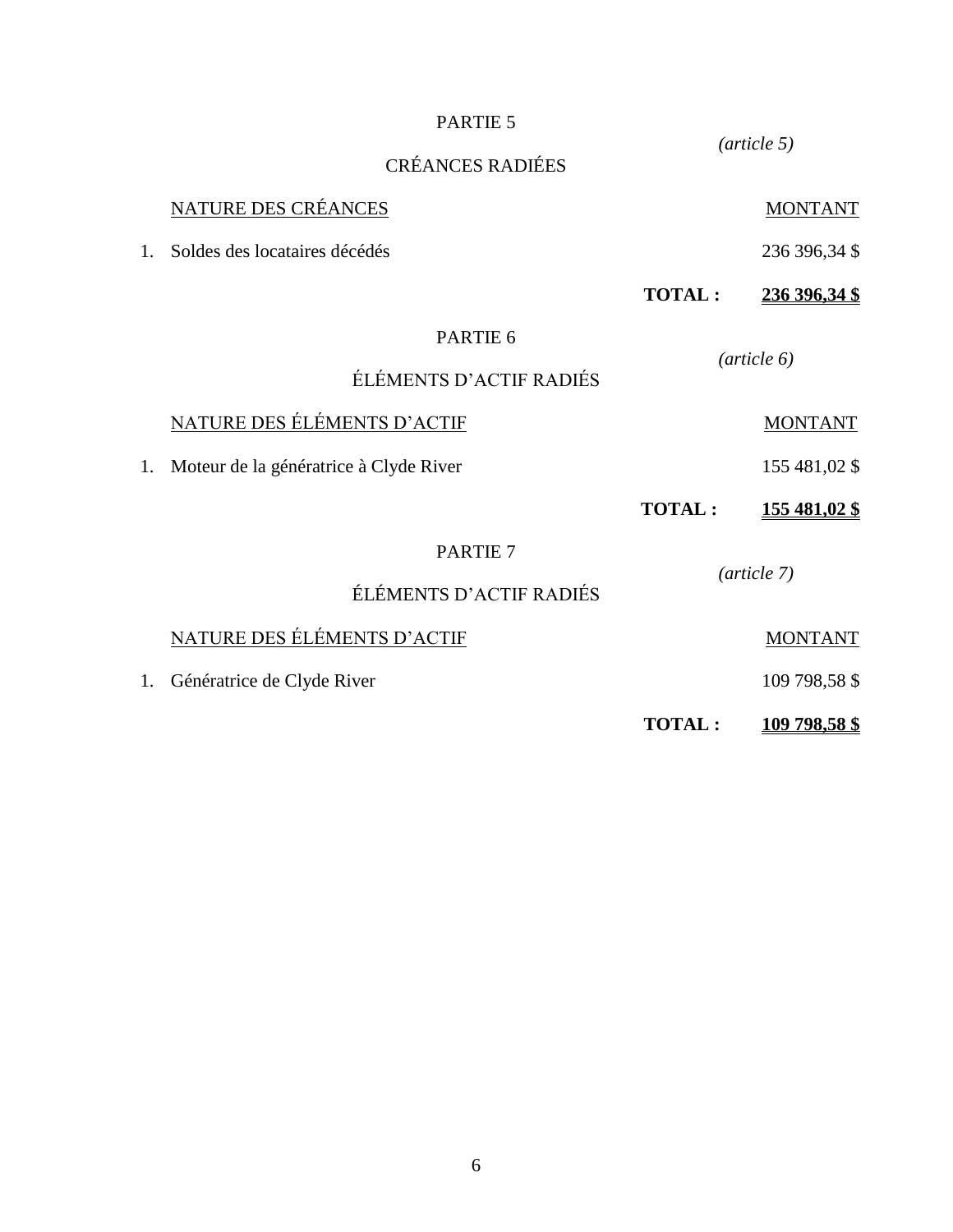## PARTIE 5

*(article 5)*

## CRÉANCES RADIÉES

| | NATURE DES CRÉANCES | | MONTANT |
|---|---|---|---|
| 1. | Soldes des locataires décédés | | 236 396,34 $ |
| | | **TOTAL :** | **236 396,34 $** |

## PARTIE 6

*(article 6)*

## ÉLÉMENTS D’ACTIF RADIÉS

| | NATURE DES ÉLÉMENTS D’ACTIF | | MONTANT |
|---|---|---|---|
| 1. | Moteur de la génératrice à Clyde River | | 155 481,02 $ |
| | | **TOTAL :** | **155 481,02 $** |

## PARTIE 7

*(article 7)*

## ÉLÉMENTS D’ACTIF RADIÉS

| | NATURE DES ÉLÉMENTS D’ACTIF | | MONTANT |
|---|---|---|---|
| 1. | Génératrice de Clyde River | | 109 798,58 $ |
| | | **TOTAL :** | **109 798,58 $** |